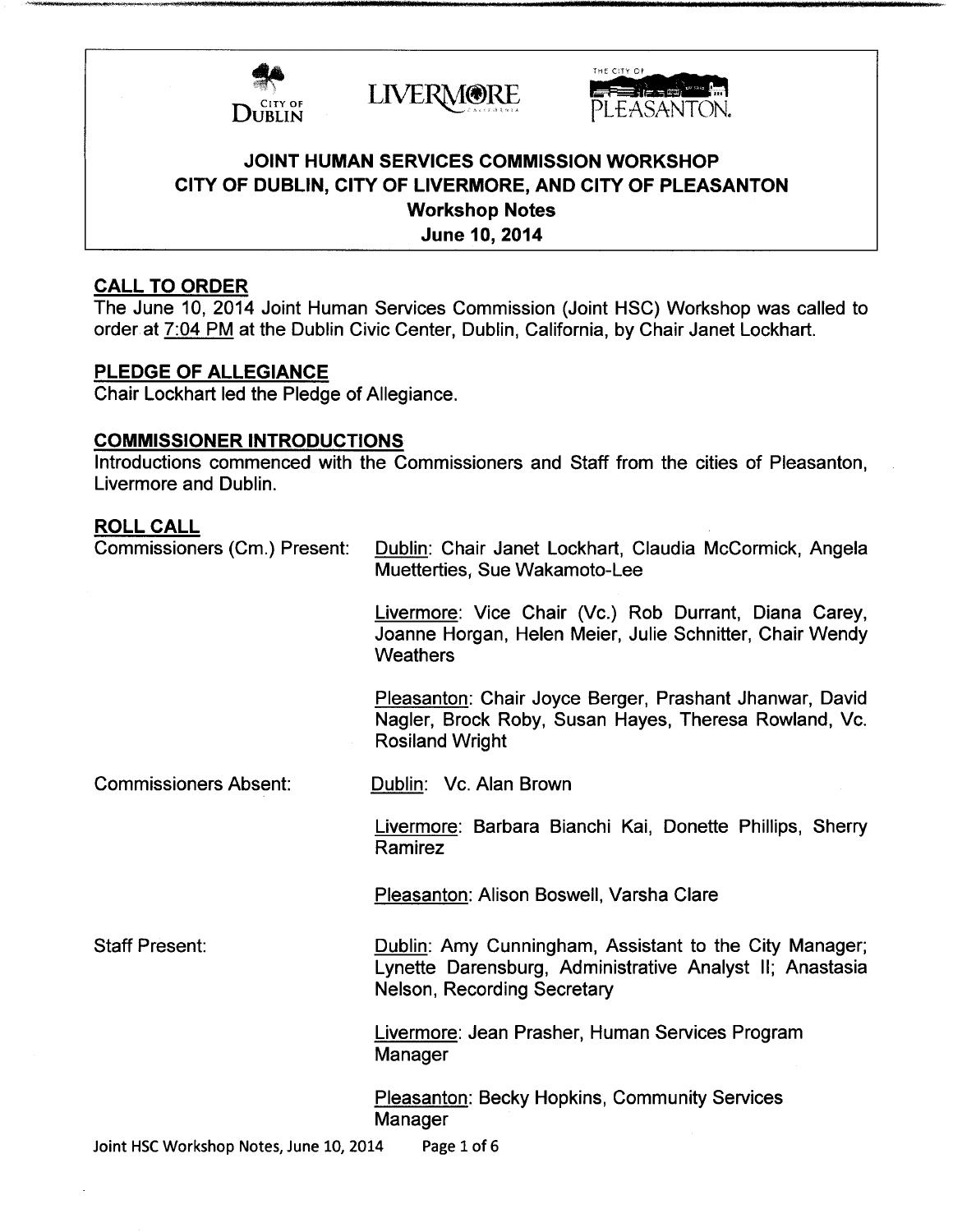# JOINT HUMAN SERVICES COMMISSION WORKSHOP
## CITY OF DUBLIN, CITY OF LIVERMORE, AND CITY OF PLEASANTON
### Workshop Notes
### June 10, 2014

## CALL TO ORDER

The June 10, 2014 Joint Human Services Commission (Joint HSC) Workshop was called to order at 7:04 PM at the Dublin Civic Center, Dublin, California, by Chair Janet Lockhart.

## PLEDGE OF ALLEGIANCE

Chair Lockhart led the Pledge of Allegiance.

## COMMISSIONER INTRODUCTIONS

Introductions commenced with the Commissioners and Staff from the cities of Pleasanton, Livermore and Dublin.

## ROLL CALL

**Commissioners (Cm.) Present:**

Dublin: Chair Janet Lockhart, Claudia McCormick, Angela Muetterties, Sue Wakamoto-Lee

Livermore: Vice Chair (Vc.) Rob Durrant, Diana Carey, Joanne Horgan, Helen Meier, Julie Schnitter, Chair Wendy Weathers

Pleasanton: Chair Joyce Berger, Prashant Jhanwar, David Nagler, Brock Roby, Susan Hayes, Theresa Rowland, Vc. Rosiland Wright

**Commissioners Absent:**

Dublin: Vc. Alan Brown

Livermore: Barbara Bianchi Kai, Donette Phillips, Sherry Ramirez

Pleasanton: Alison Boswell, Varsha Clare

**Staff Present:**

Dublin: Amy Cunningham, Assistant to the City Manager; Lynette Darensburg, Administrative Analyst II; Anastasia Nelson, Recording Secretary

Livermore: Jean Prasher, Human Services Program Manager

Pleasanton: Becky Hopkins, Community Services Manager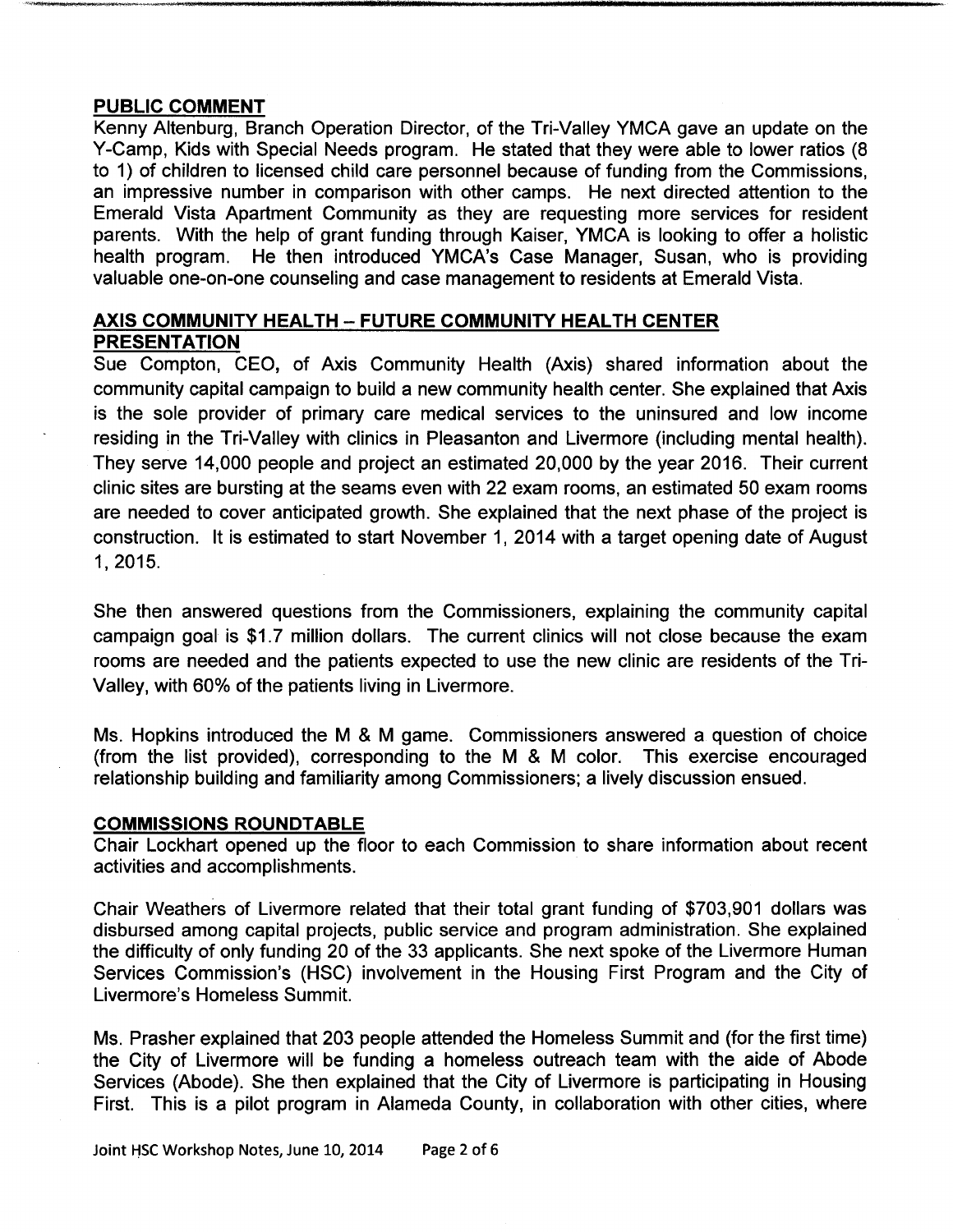## PUBLIC COMMENT

Kenny Altenburg, Branch Operation Director, of the Tri-Valley YMCA gave an update on the Y-Camp, Kids with Special Needs program. He stated that they were able to lower ratios (8 to 1) of children to licensed child care personnel because of funding from the Commissions, an impressive number in comparison with other camps. He next directed attention to the Emerald Vista Apartment Community as they are requesting more services for resident parents. With the help of grant funding through Kaiser, YMCA is looking to offer a holistic health program. He then introduced YMCA's Case Manager, Susan, who is providing valuable one-on-one counseling and case management to residents at Emerald Vista.

## AXIS COMMUNITY HEALTH – FUTURE COMMUNITY HEALTH CENTER PRESENTATION

Sue Compton, CEO, of Axis Community Health (Axis) shared information about the community capital campaign to build a new community health center. She explained that Axis is the sole provider of primary care medical services to the uninsured and low income residing in the Tri-Valley with clinics in Pleasanton and Livermore (including mental health). They serve 14,000 people and project an estimated 20,000 by the year 2016. Their current clinic sites are bursting at the seams even with 22 exam rooms, an estimated 50 exam rooms are needed to cover anticipated growth. She explained that the next phase of the project is construction. It is estimated to start November 1, 2014 with a target opening date of August 1, 2015.

She then answered questions from the Commissioners, explaining the community capital campaign goal is $1.7 million dollars. The current clinics will not close because the exam rooms are needed and the patients expected to use the new clinic are residents of the Tri-Valley, with 60% of the patients living in Livermore.

Ms. Hopkins introduced the M & M game. Commissioners answered a question of choice (from the list provided), corresponding to the M & M color. This exercise encouraged relationship building and familiarity among Commissioners; a lively discussion ensued.

## COMMISSIONS ROUNDTABLE

Chair Lockhart opened up the floor to each Commission to share information about recent activities and accomplishments.

Chair Weathers of Livermore related that their total grant funding of $703,901 dollars was disbursed among capital projects, public service and program administration. She explained the difficulty of only funding 20 of the 33 applicants. She next spoke of the Livermore Human Services Commission's (HSC) involvement in the Housing First Program and the City of Livermore's Homeless Summit.

Ms. Prasher explained that 203 people attended the Homeless Summit and (for the first time) the City of Livermore will be funding a homeless outreach team with the aide of Abode Services (Abode). She then explained that the City of Livermore is participating in Housing First. This is a pilot program in Alameda County, in collaboration with other cities, where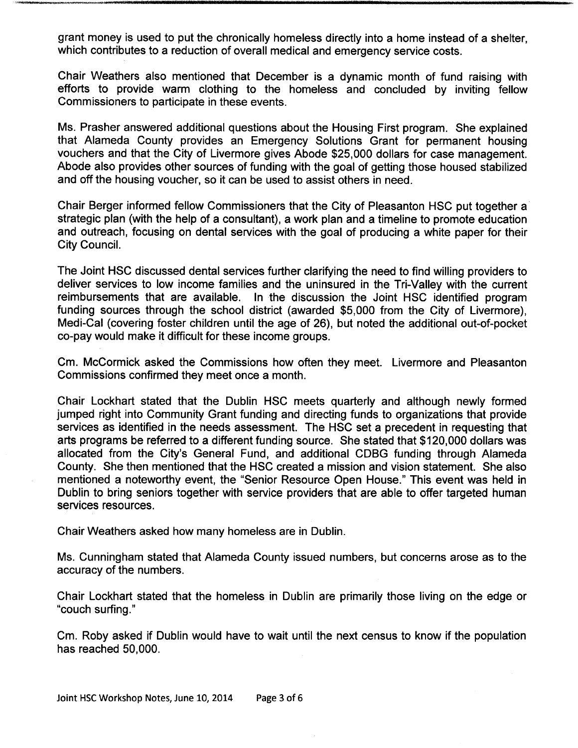grant money is used to put the chronically homeless directly into a home instead of a shelter, which contributes to a reduction of overall medical and emergency service costs.

Chair Weathers also mentioned that December is a dynamic month of fund raising with efforts to provide warm clothing to the homeless and concluded by inviting fellow Commissioners to participate in these events.

Ms. Prasher answered additional questions about the Housing First program. She explained that Alameda County provides an Emergency Solutions Grant for permanent housing vouchers and that the City of Livermore gives Abode $25,000 dollars for case management. Abode also provides other sources of funding with the goal of getting those housed stabilized and off the housing voucher, so it can be used to assist others in need.

Chair Berger informed fellow Commissioners that the City of Pleasanton HSC put together a strategic plan (with the help of a consultant), a work plan and a timeline to promote education and outreach, focusing on dental services with the goal of producing a white paper for their City Council.

The Joint HSC discussed dental services further clarifying the need to find willing providers to deliver services to low income families and the uninsured in the Tri-Valley with the current reimbursements that are available. In the discussion the Joint HSC identified program funding sources through the school district (awarded $5,000 from the City of Livermore), Medi-Cal (covering foster children until the age of 26), but noted the additional out-of-pocket co-pay would make it difficult for these income groups.

Cm. McCormick asked the Commissions how often they meet. Livermore and Pleasanton Commissions confirmed they meet once a month.

Chair Lockhart stated that the Dublin HSC meets quarterly and although newly formed jumped right into Community Grant funding and directing funds to organizations that provide services as identified in the needs assessment. The HSC set a precedent in requesting that arts programs be referred to a different funding source. She stated that $120,000 dollars was allocated from the City's General Fund, and additional CDBG funding through Alameda County. She then mentioned that the HSC created a mission and vision statement. She also mentioned a noteworthy event, the "Senior Resource Open House." This event was held in Dublin to bring seniors together with service providers that are able to offer targeted human services resources.

Chair Weathers asked how many homeless are in Dublin.

Ms. Cunningham stated that Alameda County issued numbers, but concerns arose as to the accuracy of the numbers.

Chair Lockhart stated that the homeless in Dublin are primarily those living on the edge or "couch surfing."

Cm. Roby asked if Dublin would have to wait until the next census to know if the population has reached 50,000.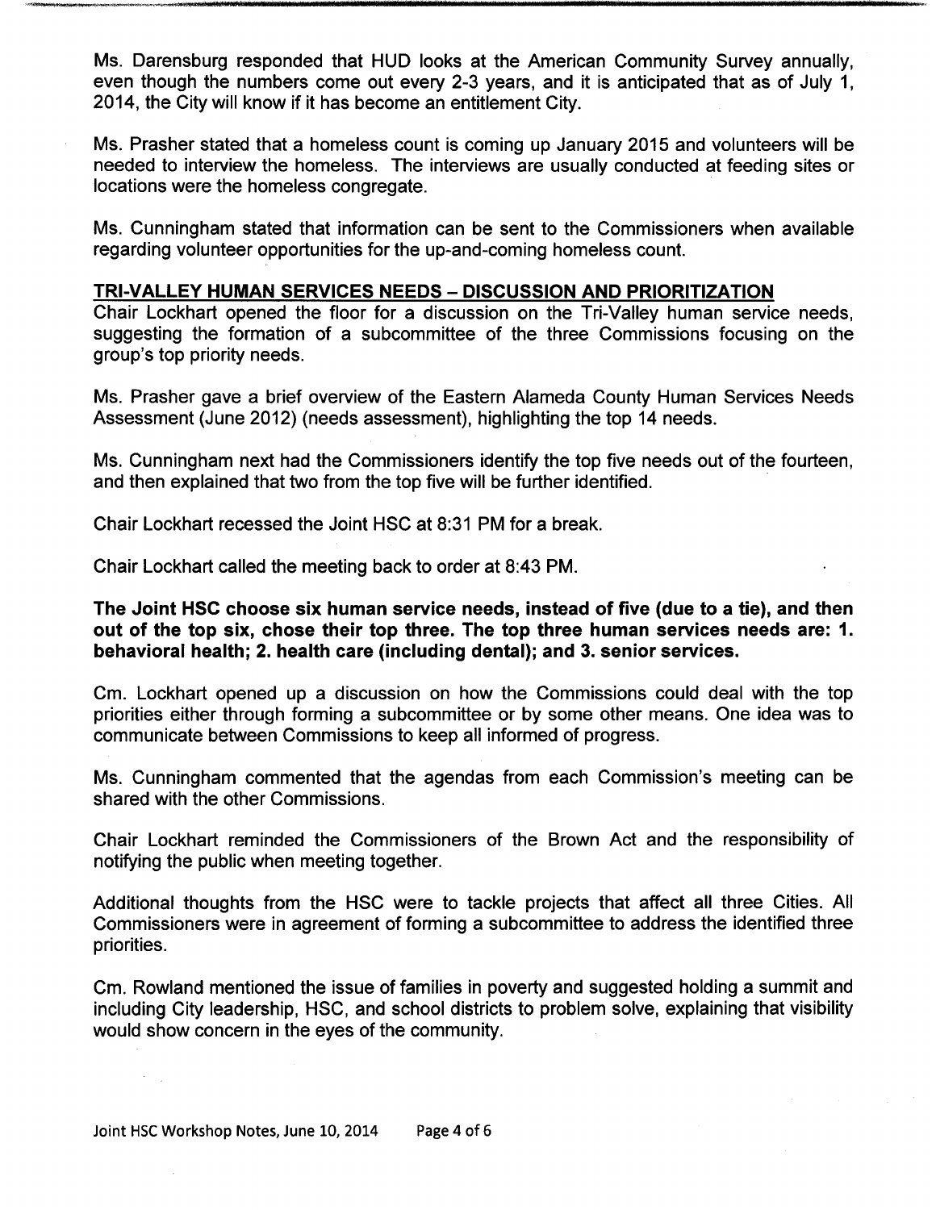Ms. Darensburg responded that HUD looks at the American Community Survey annually, even though the numbers come out every 2-3 years, and it is anticipated that as of July 1, 2014, the City will know if it has become an entitlement City.

Ms. Prasher stated that a homeless count is coming up January 2015 and volunteers will be needed to interview the homeless. The interviews are usually conducted at feeding sites or locations were the homeless congregate.

Ms. Cunningham stated that information can be sent to the Commissioners when available regarding volunteer opportunities for the up-and-coming homeless count.

## TRI-VALLEY HUMAN SERVICES NEEDS – DISCUSSION AND PRIORITIZATION

Chair Lockhart opened the floor for a discussion on the Tri-Valley human service needs, suggesting the formation of a subcommittee of the three Commissions focusing on the group's top priority needs.

Ms. Prasher gave a brief overview of the Eastern Alameda County Human Services Needs Assessment (June 2012) (needs assessment), highlighting the top 14 needs.

Ms. Cunningham next had the Commissioners identify the top five needs out of the fourteen, and then explained that two from the top five will be further identified.

Chair Lockhart recessed the Joint HSC at 8:31 PM for a break.

Chair Lockhart called the meeting back to order at 8:43 PM.

**The Joint HSC choose six human service needs, instead of five (due to a tie), and then out of the top six, chose their top three. The top three human services needs are: 1. behavioral health; 2. health care (including dental); and 3. senior services.**

Cm. Lockhart opened up a discussion on how the Commissions could deal with the top priorities either through forming a subcommittee or by some other means. One idea was to communicate between Commissions to keep all informed of progress.

Ms. Cunningham commented that the agendas from each Commission's meeting can be shared with the other Commissions.

Chair Lockhart reminded the Commissioners of the Brown Act and the responsibility of notifying the public when meeting together.

Additional thoughts from the HSC were to tackle projects that affect all three Cities. All Commissioners were in agreement of forming a subcommittee to address the identified three priorities.

Cm. Rowland mentioned the issue of families in poverty and suggested holding a summit and including City leadership, HSC, and school districts to problem solve, explaining that visibility would show concern in the eyes of the community.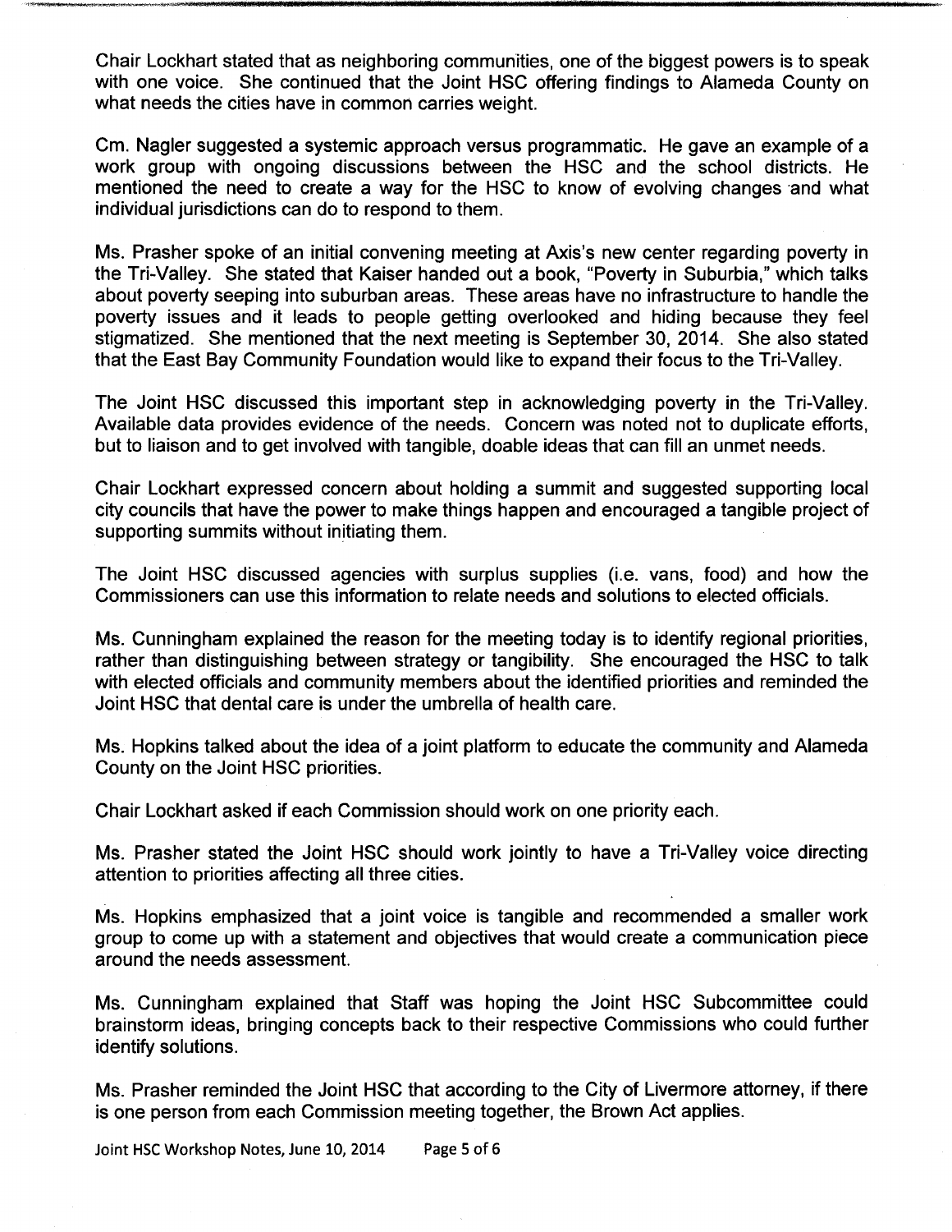Chair Lockhart stated that as neighboring communities, one of the biggest powers is to speak with one voice. She continued that the Joint HSC offering findings to Alameda County on what needs the cities have in common carries weight.

Cm. Nagler suggested a systemic approach versus programmatic. He gave an example of a work group with ongoing discussions between the HSC and the school districts. He mentioned the need to create a way for the HSC to know of evolving changes and what individual jurisdictions can do to respond to them.

Ms. Prasher spoke of an initial convening meeting at Axis's new center regarding poverty in the Tri-Valley. She stated that Kaiser handed out a book, "Poverty in Suburbia," which talks about poverty seeping into suburban areas. These areas have no infrastructure to handle the poverty issues and it leads to people getting overlooked and hiding because they feel stigmatized. She mentioned that the next meeting is September 30, 2014. She also stated that the East Bay Community Foundation would like to expand their focus to the Tri-Valley.

The Joint HSC discussed this important step in acknowledging poverty in the Tri-Valley. Available data provides evidence of the needs. Concern was noted not to duplicate efforts, but to liaison and to get involved with tangible, doable ideas that can fill an unmet needs.

Chair Lockhart expressed concern about holding a summit and suggested supporting local city councils that have the power to make things happen and encouraged a tangible project of supporting summits without initiating them.

The Joint HSC discussed agencies with surplus supplies (i.e. vans, food) and how the Commissioners can use this information to relate needs and solutions to elected officials.

Ms. Cunningham explained the reason for the meeting today is to identify regional priorities, rather than distinguishing between strategy or tangibility. She encouraged the HSC to talk with elected officials and community members about the identified priorities and reminded the Joint HSC that dental care is under the umbrella of health care.

Ms. Hopkins talked about the idea of a joint platform to educate the community and Alameda County on the Joint HSC priorities.

Chair Lockhart asked if each Commission should work on one priority each.

Ms. Prasher stated the Joint HSC should work jointly to have a Tri-Valley voice directing attention to priorities affecting all three cities.

Ms. Hopkins emphasized that a joint voice is tangible and recommended a smaller work group to come up with a statement and objectives that would create a communication piece around the needs assessment.

Ms. Cunningham explained that Staff was hoping the Joint HSC Subcommittee could brainstorm ideas, bringing concepts back to their respective Commissions who could further identify solutions.

Ms. Prasher reminded the Joint HSC that according to the City of Livermore attorney, if there is one person from each Commission meeting together, the Brown Act applies.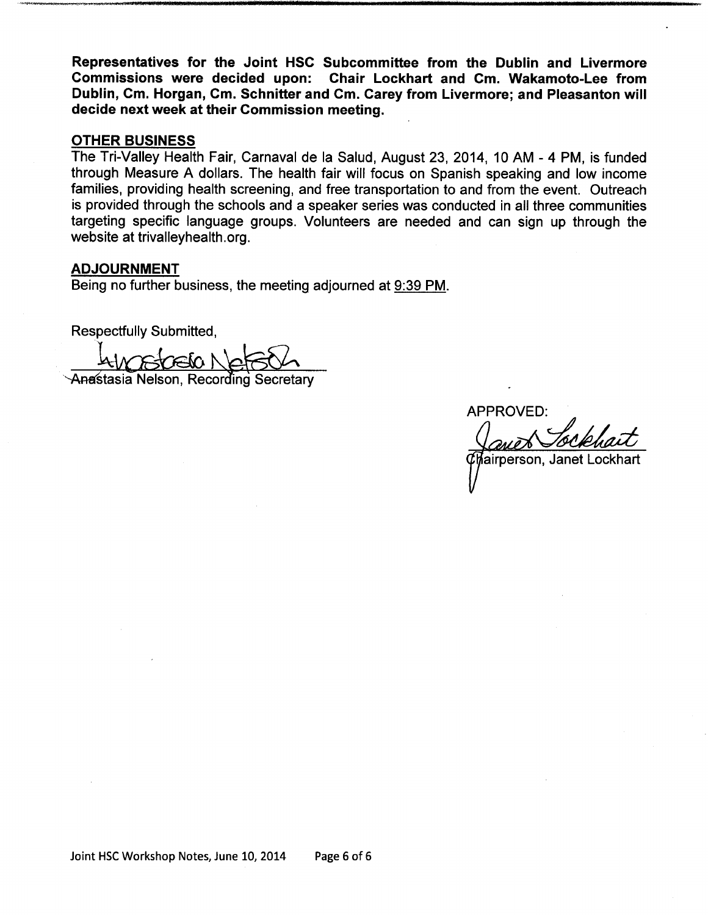**Representatives for the Joint HSC Subcommittee from the Dublin and Livermore Commissions were decided upon: Chair Lockhart and Cm. Wakamoto-Lee from Dublin, Cm. Horgan, Cm. Schnitter and Cm. Carey from Livermore; and Pleasanton will decide next week at their Commission meeting.**

## OTHER BUSINESS

The Tri-Valley Health Fair, Carnaval de la Salud, August 23, 2014, 10 AM - 4 PM, is funded through Measure A dollars. The health fair will focus on Spanish speaking and low income families, providing health screening, and free transportation to and from the event. Outreach is provided through the schools and a speaker series was conducted in all three communities targeting specific language groups. Volunteers are needed and can sign up through the website at trivalleyhealth.org.

## ADJOURNMENT

Being no further business, the meeting adjourned at 9:39 PM.

Respectfully Submitted,

Anastasia Nelson, Recording Secretary

APPROVED:

Chairperson, Janet Lockhart